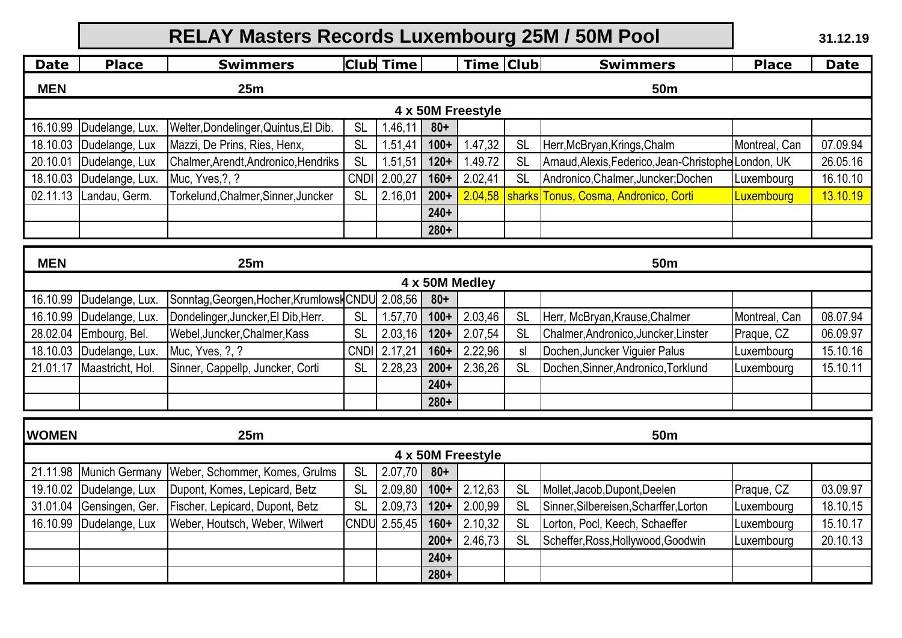# RELAY Masters Records Luxembourg 25M / 50M Pool

31.12.19

| Date | Place | Swimmers | Club | Time | | Time | Club | Swimmers | Place | Date |
|---|---|---|---|---|---|---|---|---|---|---|
| **MEN** | | **25m** | | | | | | **50m** | | |
| | | | | | **4 x 50M Freestyle** | | | | | |
| 16.10.99 | Dudelange, Lux. | Welter,Dondelinger,Quintus,El Dib. | SL | 1.46,11 | **80+** | | | | | |
| 18.10.03 | Dudelange, Lux | Mazzi, De Prins, Ries, Henx, | SL | 1.51,41 | **100+** | 1.47,32 | SL | Herr,McBryan,Krings,Chalm | Montreal, Can | 07.09.94 |
| 20.10.01 | Dudelange, Lux | Chalmer,Arendt,Andronico,Hendriks | SL | 1.51,51 | **120+** | 1.49.72 | SL | Arnaud,Alexis,Federico,Jean-Christophe | London, UK | 26.05.16 |
| 18.10.03 | Dudelange, Lux. | Muc, Yves,?, ? | CNDI | 2.00,27 | **160+** | 2.02,41 | SL | Andronico,Chalmer,Juncker;Dochen | Luxembourg | 16.10.10 |
| 02.11.13 | Landau, Germ. | Torkelund,Chalmer,Sinner,Juncker | SL | 2.16,01 | **200+** | 2.04,58 | sharks | Tonus, Cosma, Andronico, Corti | Luxembourg | 13.10.19 |
| | | | | | **240+** | | | | | |
| | | | | | **280+** | | | | | |

| Date | Place | Swimmers | Club | Time | | Time | Club | Swimmers | Place | Date |
|---|---|---|---|---|---|---|---|---|---|---|
| **MEN** | | **25m** | | | | | | **50m** | | |
| | | | | | **4 x 50M Medley** | | | | | |
| 16.10.99 | Dudelange, Lux. | Sonntag,Georgen,Hocher,Krumlowsk | CNDU | 2.08,56 | **80+** | | | | | |
| 16.10.99 | Dudelange, Lux. | Dondelinger,Juncker,El Dib,Herr. | SL | 1.57,70 | **100+** | 2.03,46 | SL | Herr, McBryan,Krause,Chalmer | Montreal, Can | 08.07.94 |
| 28.02.04 | Embourg, Bel. | Webel,Juncker,Chalmer,Kass | SL | 2.03,16 | **120+** | 2.07,54 | SL | Chalmer,Andronico,Juncker,Linster | Praque, CZ | 06.09.97 |
| 18.10.03 | Dudelange, Lux. | Muc, Yves, ?, ? | CNDI | 2.17,21 | **160+** | 2.22,96 | sl | Dochen,Juncker Viguier Palus | Luxembourg | 15.10.16 |
| 21.01.17 | Maastricht, Hol. | Sinner, Cappellp, Juncker, Corti | SL | 2.28,23 | **200+** | 2.36,26 | SL | Dochen,Sinner,Andronico,Torklund | Luxembourg | 15.10.11 |
| | | | | | **240+** | | | | | |
| | | | | | **280+** | | | | | |

| Date | Place | Swimmers | Club | Time | | Time | Club | Swimmers | Place | Date |
|---|---|---|---|---|---|---|---|---|---|---|
| **WOMEN** | | **25m** | | | | | | **50m** | | |
| | | | | | **4 x 50M Freestyle** | | | | | |
| 21.11.98 | Munich Germany | Weber, Schommer, Komes, Grulms | SL | 2.07,70 | **80+** | | | | | |
| 19.10.02 | Dudelange, Lux | Dupont, Komes, Lepicard, Betz | SL | 2.09,80 | **100+** | 2.12,63 | SL | Mollet,Jacob,Dupont,Deelen | Praque, CZ | 03.09.97 |
| 31.01.04 | Gensingen, Ger. | Fischer, Lepicard, Dupont, Betz | SL | 2.09,73 | **120+** | 2.00,99 | SL | Sinner,Silbereisen,Scharffer,Lorton | Luxembourg | 18.10.15 |
| 16.10.99 | Dudelange, Lux | Weber, Houtsch, Weber, Wilwert | CNDU | 2.55,45 | **160+** | 2.10,32 | SL | Lorton, Pocl, Keech, Schaeffer | Luxembourg | 15.10.17 |
| | | | | | **200+** | 2.46,73 | SL | Scheffer,Ross,Hollywood,Goodwin | Luxembourg | 20.10.13 |
| | | | | | **240+** | | | | | |
| | | | | | **280+** | | | | | |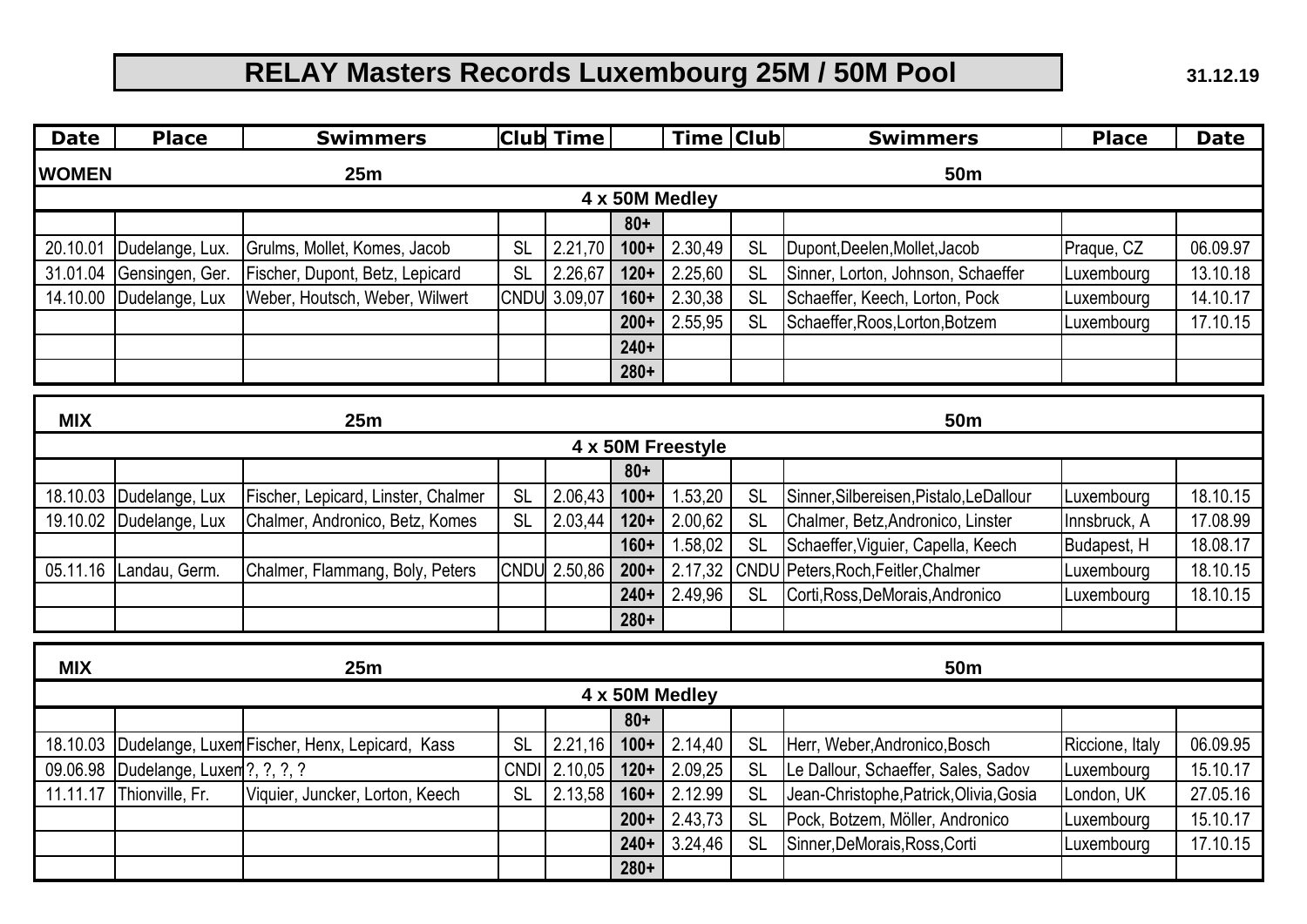# RELAY Masters Records Luxembourg 25M / 50M Pool

31.12.19

| Date | Place | Swimmers | Club | Time | | Time | Club | Swimmers | Place | Date |
|---|---|---|---|---|---|---|---|---|---|---|
| **WOMEN** | | 25m | | | | | | 50m | | |
| | | | | | **4 x 50M Medley** | | | | | |
| | | | | | **80+** | | | | | |
| 20.10.01 | Dudelange, Lux. | Grulms, Mollet, Komes, Jacob | SL | 2.21,70 | **100+** | 2.30,49 | SL | Dupont,Deelen,Mollet,Jacob | Praque, CZ | 06.09.97 |
| 31.01.04 | Gensingen, Ger. | Fischer, Dupont, Betz, Lepicard | SL | 2.26,67 | **120+** | 2.25,60 | SL | Sinner, Lorton, Johnson, Schaeffer | Luxembourg | 13.10.18 |
| 14.10.00 | Dudelange, Lux | Weber, Houtsch, Weber, Wilwert | CNDU | 3.09,07 | **160+** | 2.30,38 | SL | Schaeffer, Keech, Lorton, Pock | Luxembourg | 14.10.17 |
| | | | | | **200+** | 2.55,95 | SL | Schaeffer,Roos,Lorton,Botzem | Luxembourg | 17.10.15 |
| | | | | | **240+** | | | | | |
| | | | | | **280+** | | | | | |

| Date | Place | Swimmers | Club | Time | | Time | Club | Swimmers | Place | Date |
|---|---|---|---|---|---|---|---|---|---|---|
| **MIX** | | 25m | | | | | | 50m | | |
| | | | | | **4 x 50M Freestyle** | | | | | |
| | | | | | **80+** | | | | | |
| 18.10.03 | Dudelange, Lux | Fischer, Lepicard, Linster, Chalmer | SL | 2.06,43 | **100+** | 1.53,20 | SL | Sinner,Silbereisen,Pistalo,LeDallour | Luxembourg | 18.10.15 |
| 19.10.02 | Dudelange, Lux | Chalmer, Andronico, Betz, Komes | SL | 2.03,44 | **120+** | 2.00,62 | SL | Chalmer, Betz,Andronico, Linster | Innsbruck, A | 17.08.99 |
| | | | | | **160+** | 1.58,02 | SL | Schaeffer,Viguier, Capella, Keech | Budapest, H | 18.08.17 |
| 05.11.16 | Landau, Germ. | Chalmer, Flammang, Boly, Peters | CNDU | 2.50,86 | **200+** | 2.17,32 | CNDU | Peters,Roch,Feitler,Chalmer | Luxembourg | 18.10.15 |
| | | | | | **240+** | 2.49,96 | SL | Corti,Ross,DeMorais,Andronico | Luxembourg | 18.10.15 |
| | | | | | **280+** | | | | | |

| Date | Place | Swimmers | Club | Time | | Time | Club | Swimmers | Place | Date |
|---|---|---|---|---|---|---|---|---|---|---|
| **MIX** | | 25m | | | | | | 50m | | |
| | | | | | **4 x 50M Medley** | | | | | |
| | | | | | **80+** | | | | | |
| 18.10.03 | Dudelange, Luxem | Fischer, Henx, Lepicard, Kass | SL | 2.21,16 | **100+** | 2.14,40 | SL | Herr, Weber,Andronico,Bosch | Riccione, Italy | 06.09.95 |
| 09.06.98 | Dudelange, Luxem | ?, ?, ?, ? | CNDI | 2.10,05 | **120+** | 2.09,25 | SL | Le Dallour, Schaeffer, Sales, Sadov | Luxembourg | 15.10.17 |
| 11.11.17 | Thionville, Fr. | Viquier, Juncker, Lorton, Keech | SL | 2.13,58 | **160+** | 2.12.99 | SL | Jean-Christophe,Patrick,Olivia,Gosia | London, UK | 27.05.16 |
| | | | | | **200+** | 2.43,73 | SL | Pock, Botzem, Möller, Andronico | Luxembourg | 15.10.17 |
| | | | | | **240+** | 3.24,46 | SL | Sinner,DeMorais,Ross,Corti | Luxembourg | 17.10.15 |
| | | | | | **280+** | | | | | |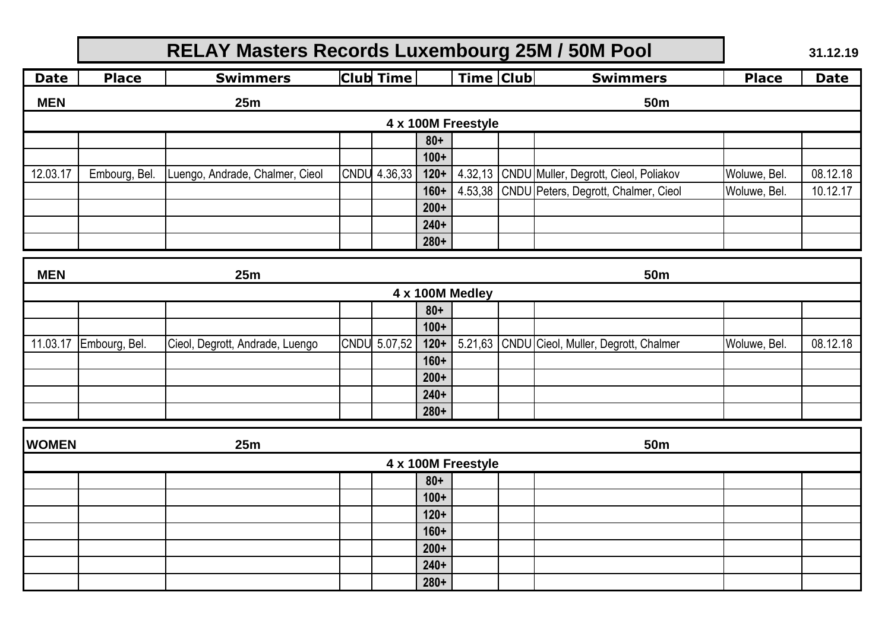# RELAY Masters Records Luxembourg 25M / 50M Pool

31.12.19

| Date | Place | Swimmers | Club | Time | | Time | Club | Swimmers | Place | Date |
|---|---|---|---|---|---|---|---|---|---|---|
| **MEN** | | **25m** | | | | | | **50m** | | |
| | | | | | **4 x 100M Freestyle** | | | | | |
| | | | | | **80+** | | | | | |
| | | | | | **100+** | | | | | |
| 12.03.17 | Embourg, Bel. | Luengo, Andrade, Chalmer, Cieol | CNDU | 4.36,33 | **120+** | 4.32,13 | CNDU | Muller, Degrott, Cieol, Poliakov | Woluwe, Bel. | 08.12.18 |
| | | | | | **160+** | 4.53,38 | CNDU | Peters, Degrott, Chalmer, Cieol | Woluwe, Bel. | 10.12.17 |
| | | | | | **200+** | | | | | |
| | | | | | **240+** | | | | | |
| | | | | | **280+** | | | | | |

| Date | Place | Swimmers | Club | Time | | Time | Club | Swimmers | Place | Date |
|---|---|---|---|---|---|---|---|---|---|---|
| **MEN** | | **25m** | | | | | | **50m** | | |
| | | | | | **4 x 100M Medley** | | | | | |
| | | | | | **80+** | | | | | |
| | | | | | **100+** | | | | | |
| 11.03.17 | Embourg, Bel. | Cieol, Degrott, Andrade, Luengo | CNDU | 5.07,52 | **120+** | 5.21,63 | CNDU | Cieol, Muller, Degrott, Chalmer | Woluwe, Bel. | 08.12.18 |
| | | | | | **160+** | | | | | |
| | | | | | **200+** | | | | | |
| | | | | | **240+** | | | | | |
| | | | | | **280+** | | | | | |

| Date | Place | Swimmers | Club | Time | | Time | Club | Swimmers | Place | Date |
|---|---|---|---|---|---|---|---|---|---|---|
| **WOMEN** | | **25m** | | | | | | **50m** | | |
| | | | | | **4 x 100M Freestyle** | | | | | |
| | | | | | **80+** | | | | | |
| | | | | | **100+** | | | | | |
| | | | | | **120+** | | | | | |
| | | | | | **160+** | | | | | |
| | | | | | **200+** | | | | | |
| | | | | | **240+** | | | | | |
| | | | | | **280+** | | | | | |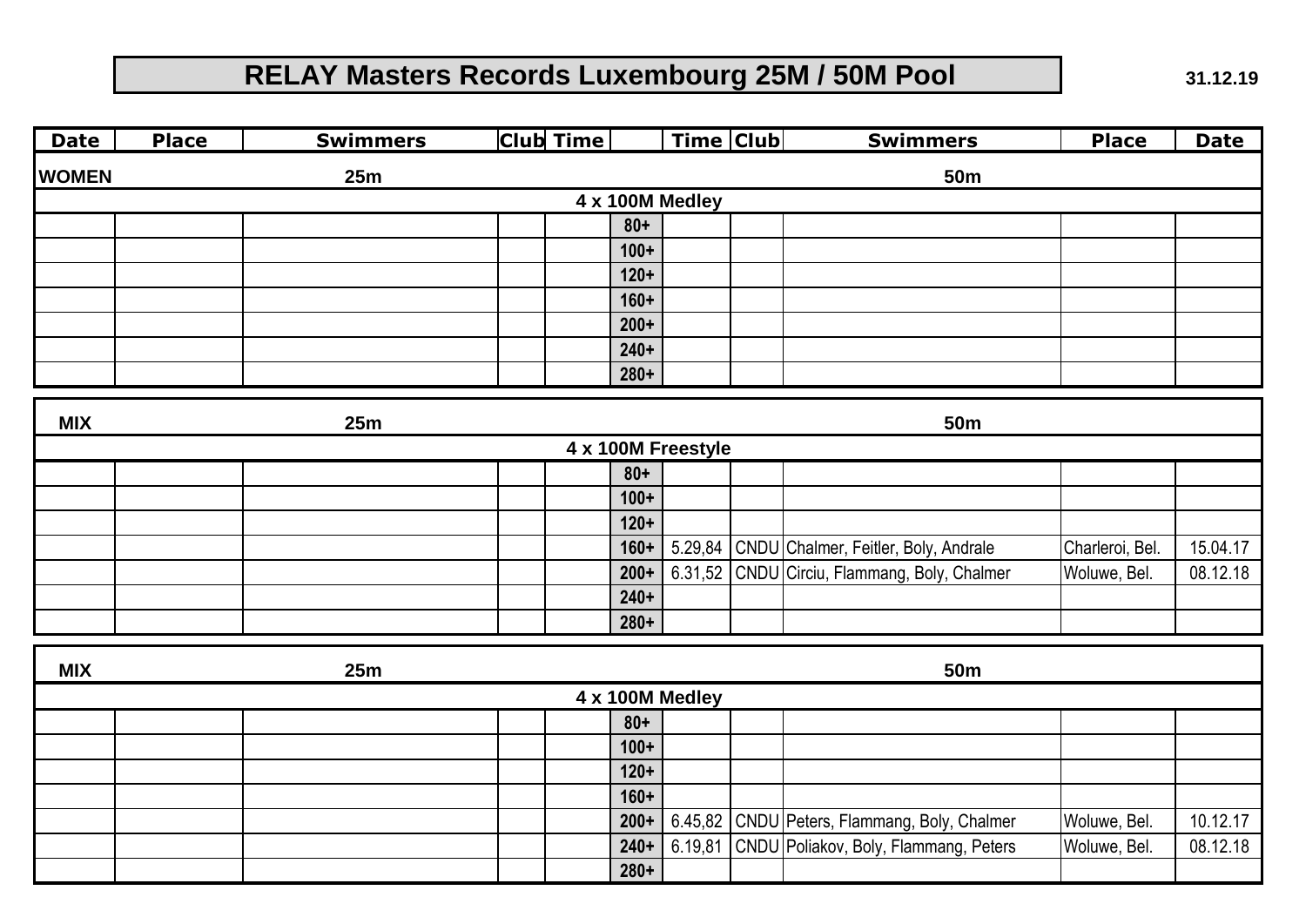# RELAY Masters Records Luxembourg 25M / 50M Pool

31.12.19

| Date | Place | Swimmers | Club | Time | | Time | Club | Swimmers | Place | Date |
|---|---|---|---|---|---|---|---|---|---|---|
| **WOMEN** | | **25m** | | | | | | **50m** | | |
| | | | | | **4 x 100M Medley** | | | | | |
| | | | | | **80+** | | | | | |
| | | | | | **100+** | | | | | |
| | | | | | **120+** | | | | | |
| | | | | | **160+** | | | | | |
| | | | | | **200+** | | | | | |
| | | | | | **240+** | | | | | |
| | | | | | **280+** | | | | | |
| **MIX** | | **25m** | | | | | | **50m** | | |
| | | | | | **4 x 100M Freestyle** | | | | | |
| | | | | | **80+** | | | | | |
| | | | | | **100+** | | | | | |
| | | | | | **120+** | | | | | |
| | | | | | **160+** | 5.29,84 | CNDU | Chalmer, Feitler, Boly, Andrale | Charleroi, Bel. | 15.04.17 |
| | | | | | **200+** | 6.31,52 | CNDU | Circiu, Flammang, Boly, Chalmer | Woluwe, Bel. | 08.12.18 |
| | | | | | **240+** | | | | | |
| | | | | | **280+** | | | | | |
| **MIX** | | **25m** | | | | | | **50m** | | |
| | | | | | **4 x 100M Medley** | | | | | |
| | | | | | **80+** | | | | | |
| | | | | | **100+** | | | | | |
| | | | | | **120+** | | | | | |
| | | | | | **160+** | | | | | |
| | | | | | **200+** | 6.45,82 | CNDU | Peters, Flammang, Boly, Chalmer | Woluwe, Bel. | 10.12.17 |
| | | | | | **240+** | 6.19,81 | CNDU | Poliakov, Boly, Flammang, Peters | Woluwe, Bel. | 08.12.18 |
| | | | | | **280+** | | | | | |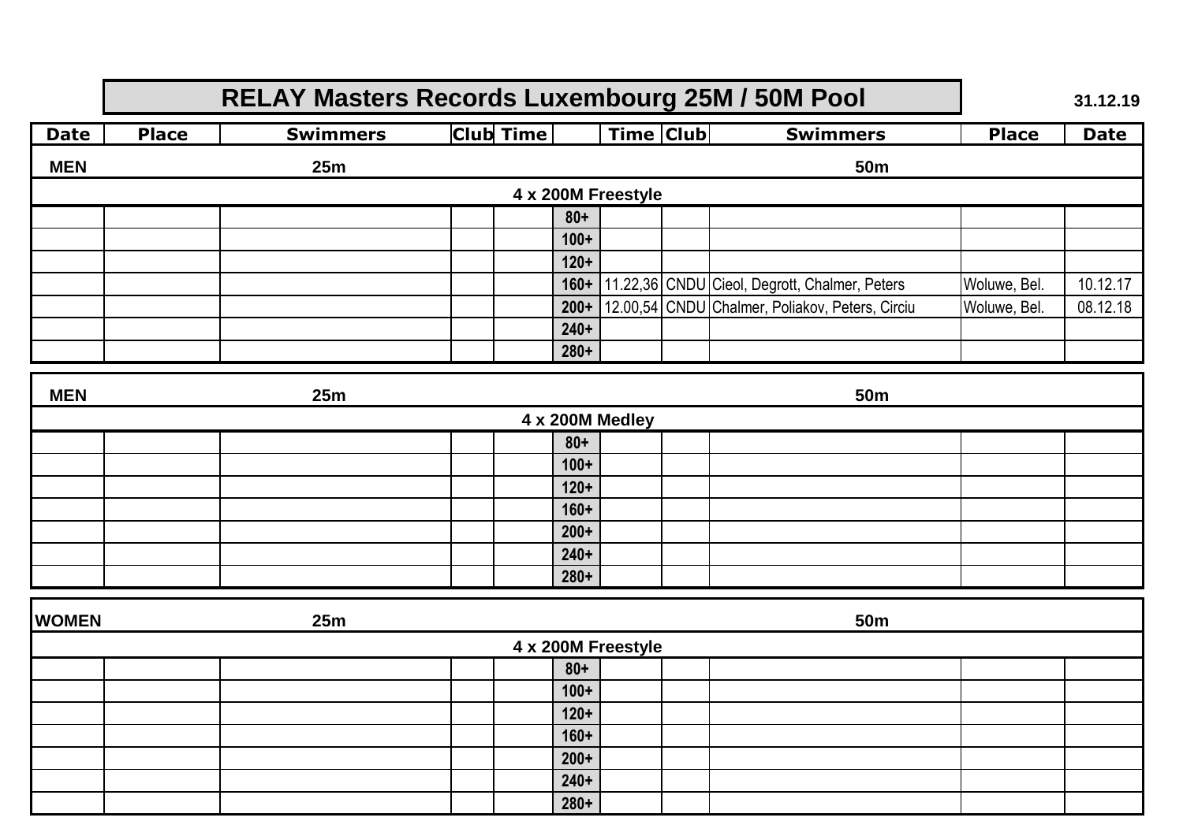# RELAY Masters Records Luxembourg 25M / 50M Pool

31.12.19

| Date | Place | Swimmers | Club | Time | | Time | Club | Swimmers | Place | Date |
|---|---|---|---|---|---|---|---|---|---|---|
| **MEN** | | **25m** | | | | | | **50m** | | |
| | | | | | **4 x 200M Freestyle** | | | | | |
| | | | | | 80+ | | | | | |
| | | | | | 100+ | | | | | |
| | | | | | 120+ | | | | | |
| | | | | | 160+ | 11.22,36 | CNDU | Cieol, Degrott, Chalmer, Peters | Woluwe, Bel. | 10.12.17 |
| | | | | | 200+ | 12.00,54 | CNDU | Chalmer, Poliakov, Peters, Circiu | Woluwe, Bel. | 08.12.18 |
| | | | | | 240+ | | | | | |
| | | | | | 280+ | | | | | |

| Date | Place | Swimmers | Club | Time | | Time | Club | Swimmers | Place | Date |
|---|---|---|---|---|---|---|---|---|---|---|
| **MEN** | | **25m** | | | | | | **50m** | | |
| | | | | | **4 x 200M Medley** | | | | | |
| | | | | | 80+ | | | | | |
| | | | | | 100+ | | | | | |
| | | | | | 120+ | | | | | |
| | | | | | 160+ | | | | | |
| | | | | | 200+ | | | | | |
| | | | | | 240+ | | | | | |
| | | | | | 280+ | | | | | |

| Date | Place | Swimmers | Club | Time | | Time | Club | Swimmers | Place | Date |
|---|---|---|---|---|---|---|---|---|---|---|
| **WOMEN** | | **25m** | | | | | | **50m** | | |
| | | | | | **4 x 200M Freestyle** | | | | | |
| | | | | | 80+ | | | | | |
| | | | | | 100+ | | | | | |
| | | | | | 120+ | | | | | |
| | | | | | 160+ | | | | | |
| | | | | | 200+ | | | | | |
| | | | | | 240+ | | | | | |
| | | | | | 280+ | | | | | |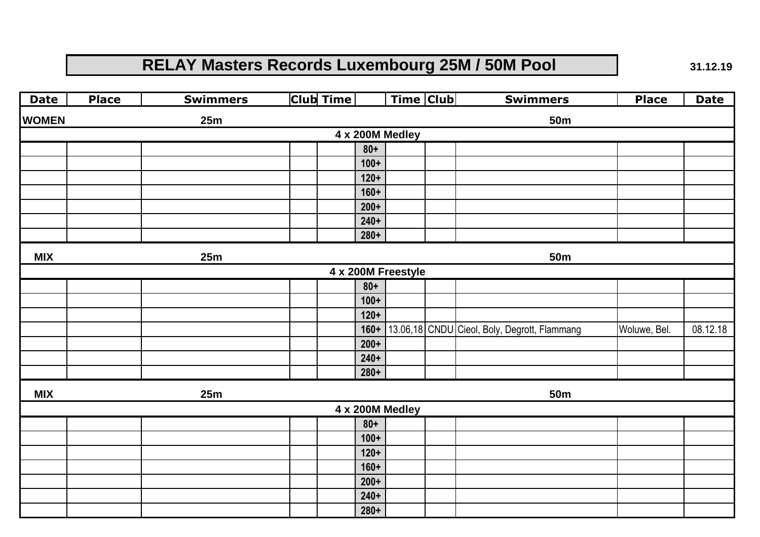# RELAY Masters Records Luxembourg 25M / 50M Pool

31.12.19

| Date | Place | Swimmers | Club | Time | | Time | Club | Swimmers | Place | Date |
|---|---|---|---|---|---|---|---|---|---|---|
| **WOMEN** | | **25m** | | | | | | **50m** | | |
| | | | | | **4 x 200M Medley** | | | | | |
| | | | | | **80+** | | | | | |
| | | | | | **100+** | | | | | |
| | | | | | **120+** | | | | | |
| | | | | | **160+** | | | | | |
| | | | | | **200+** | | | | | |
| | | | | | **240+** | | | | | |
| | | | | | **280+** | | | | | |
| **MIX** | | **25m** | | | | | | **50m** | | |
| | | | | | **4 x 200M Freestyle** | | | | | |
| | | | | | **80+** | | | | | |
| | | | | | **100+** | | | | | |
| | | | | | **120+** | | | | | |
| | | | | | **160+** | 13.06,18 | CNDU | Cieol, Boly, Degrott, Flammang | Woluwe, Bel. | 08.12.18 |
| | | | | | **200+** | | | | | |
| | | | | | **240+** | | | | | |
| | | | | | **280+** | | | | | |
| **MIX** | | **25m** | | | | | | **50m** | | |
| | | | | | **4 x 200M Medley** | | | | | |
| | | | | | **80+** | | | | | |
| | | | | | **100+** | | | | | |
| | | | | | **120+** | | | | | |
| | | | | | **160+** | | | | | |
| | | | | | **200+** | | | | | |
| | | | | | **240+** | | | | | |
| | | | | | **280+** | | | | | |